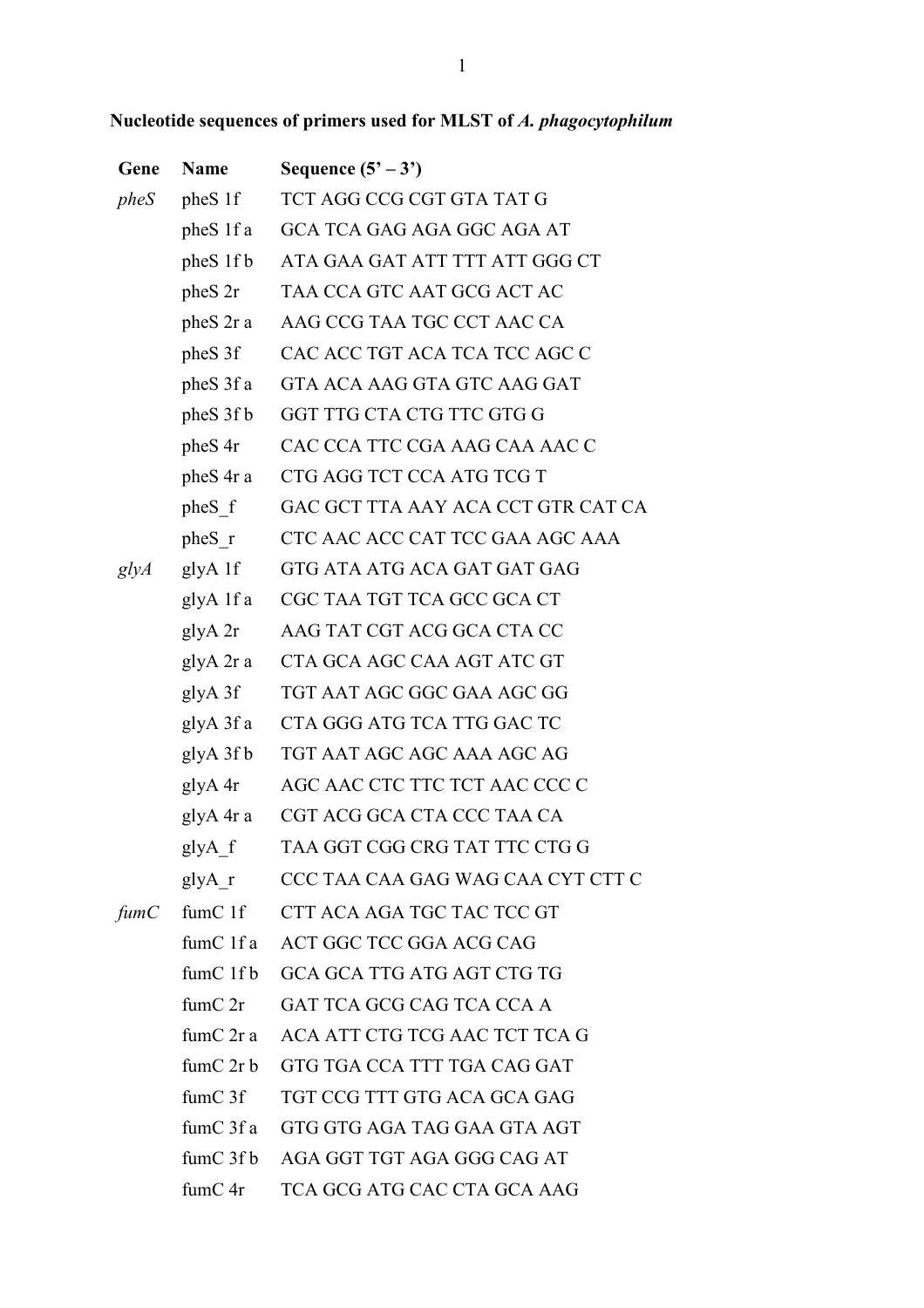**Nucleotide sequences of primers used for MLST of *A. phagocytophilum***

| Gene | Name | Sequence (5' – 3') |
|---|---|---|
| *pheS* | pheS 1f | TCT AGG CCG CGT GTA TAT G |
| | pheS 1f a | GCA TCA GAG AGA GGC AGA AT |
| | pheS 1f b | ATA GAA GAT ATT TTT ATT GGG CT |
| | pheS 2r | TAA CCA GTC AAT GCG ACT AC |
| | pheS 2r a | AAG CCG TAA TGC CCT AAC CA |
| | pheS 3f | CAC ACC TGT ACA TCA TCC AGC C |
| | pheS 3f a | GTA ACA AAG GTA GTC AAG GAT |
| | pheS 3f b | GGT TTG CTA CTG TTC GTG G |
| | pheS 4r | CAC CCA TTC CGA AAG CAA AAC C |
| | pheS 4r a | CTG AGG TCT CCA ATG TCG T |
| | pheS_f | GAC GCT TTA AAY ACA CCT GTR CAT CA |
| | pheS_r | CTC AAC ACC CAT TCC GAA AGC AAA |
| *glyA* | glyA 1f | GTG ATA ATG ACA GAT GAT GAG |
| | glyA 1f a | CGC TAA TGT TCA GCC GCA CT |
| | glyA 2r | AAG TAT CGT ACG GCA CTA CC |
| | glyA 2r a | CTA GCA AGC CAA AGT ATC GT |
| | glyA 3f | TGT AAT AGC GGC GAA AGC GG |
| | glyA 3f a | CTA GGG ATG TCA TTG GAC TC |
| | glyA 3f b | TGT AAT AGC AGC AAA AGC AG |
| | glyA 4r | AGC AAC CTC TTC TCT AAC CCC C |
| | glyA 4r a | CGT ACG GCA CTA CCC TAA CA |
| | glyA_f | TAA GGT CGG CRG TAT TTC CTG G |
| | glyA_r | CCC TAA CAA GAG WAG CAA CYT CTT C |
| *fumC* | fumC 1f | CTT ACA AGA TGC TAC TCC GT |
| | fumC 1f a | ACT GGC TCC GGA ACG CAG |
| | fumC 1f b | GCA GCA TTG ATG AGT CTG TG |
| | fumC 2r | GAT TCA GCG CAG TCA CCA A |
| | fumC 2r a | ACA ATT CTG TCG AAC TCT TCA G |
| | fumC 2r b | GTG TGA CCA TTT TGA CAG GAT |
| | fumC 3f | TGT CCG TTT GTG ACA GCA GAG |
| | fumC 3f a | GTG GTG AGA TAG GAA GTA AGT |
| | fumC 3f b | AGA GGT TGT AGA GGG CAG AT |
| | fumC 4r | TCA GCG ATG CAC CTA GCA AAG |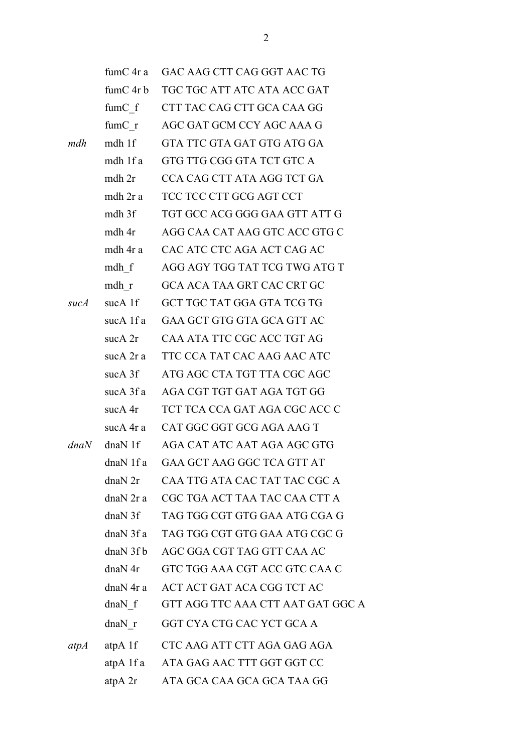| | | |
|---|---|---|
| | fumC 4r a | GAC AAG CTT CAG GGT AAC TG |
| | fumC 4r b | TGC TGC ATT ATC ATA ACC GAT |
| | fumC_f | CTT TAC CAG CTT GCA CAA GG |
| | fumC_r | AGC GAT GCM CCY AGC AAA G |
| *mdh* | mdh 1f | GTA TTC GTA GAT GTG ATG GA |
| | mdh 1f a | GTG TTG CGG GTA TCT GTC A |
| | mdh 2r | CCA CAG CTT ATA AGG TCT GA |
| | mdh 2r a | TCC TCC CTT GCG AGT CCT |
| | mdh 3f | TGT GCC ACG GGG GAA GTT ATT G |
| | mdh 4r | AGG CAA CAT AAG GTC ACC GTG C |
| | mdh 4r a | CAC ATC CTC AGA ACT CAG AC |
| | mdh_f | AGG AGY TGG TAT TCG TWG ATG T |
| | mdh_r | GCA ACA TAA GRT CAC CRT GC |
| *sucA* | sucA 1f | GCT TGC TAT GGA GTA TCG TG |
| | sucA 1f a | GAA GCT GTG GTA GCA GTT AC |
| | sucA 2r | CAA ATA TTC CGC ACC TGT AG |
| | sucA 2r a | TTC CCA TAT CAC AAG AAC ATC |
| | sucA 3f | ATG AGC CTA TGT TTA CGC AGC |
| | sucA 3f a | AGA CGT TGT GAT AGA TGT GG |
| | sucA 4r | TCT TCA CCA GAT AGA CGC ACC C |
| | sucA 4r a | CAT GGC GGT GCG AGA AAG T |
| *dnaN* | dnaN 1f | AGA CAT ATC AAT AGA AGC GTG |
| | dnaN 1f a | GAA GCT AAG GGC TCA GTT AT |
| | dnaN 2r | CAA TTG ATA CAC TAT TAC CGC A |
| | dnaN 2r a | CGC TGA ACT TAA TAC CAA CTT A |
| | dnaN 3f | TAG TGG CGT GTG GAA ATG CGA G |
| | dnaN 3f a | TAG TGG CGT GTG GAA ATG CGC G |
| | dnaN 3f b | AGC GGA CGT TAG GTT CAA AC |
| | dnaN 4r | GTC TGG AAA CGT ACC GTC CAA C |
| | dnaN 4r a | ACT ACT GAT ACA CGG TCT AC |
| | dnaN_f | GTT AGG TTC AAA CTT AAT GAT GGC A |
| | dnaN_r | GGT CYA CTG CAC YCT GCA A |
| *atpA* | atpA 1f | CTC AAG ATT CTT AGA GAG AGA |
| | atpA 1f a | ATA GAG AAC TTT GGT GGT CC |
| | atpA 2r | ATA GCA CAA GCA GCA TAA GG |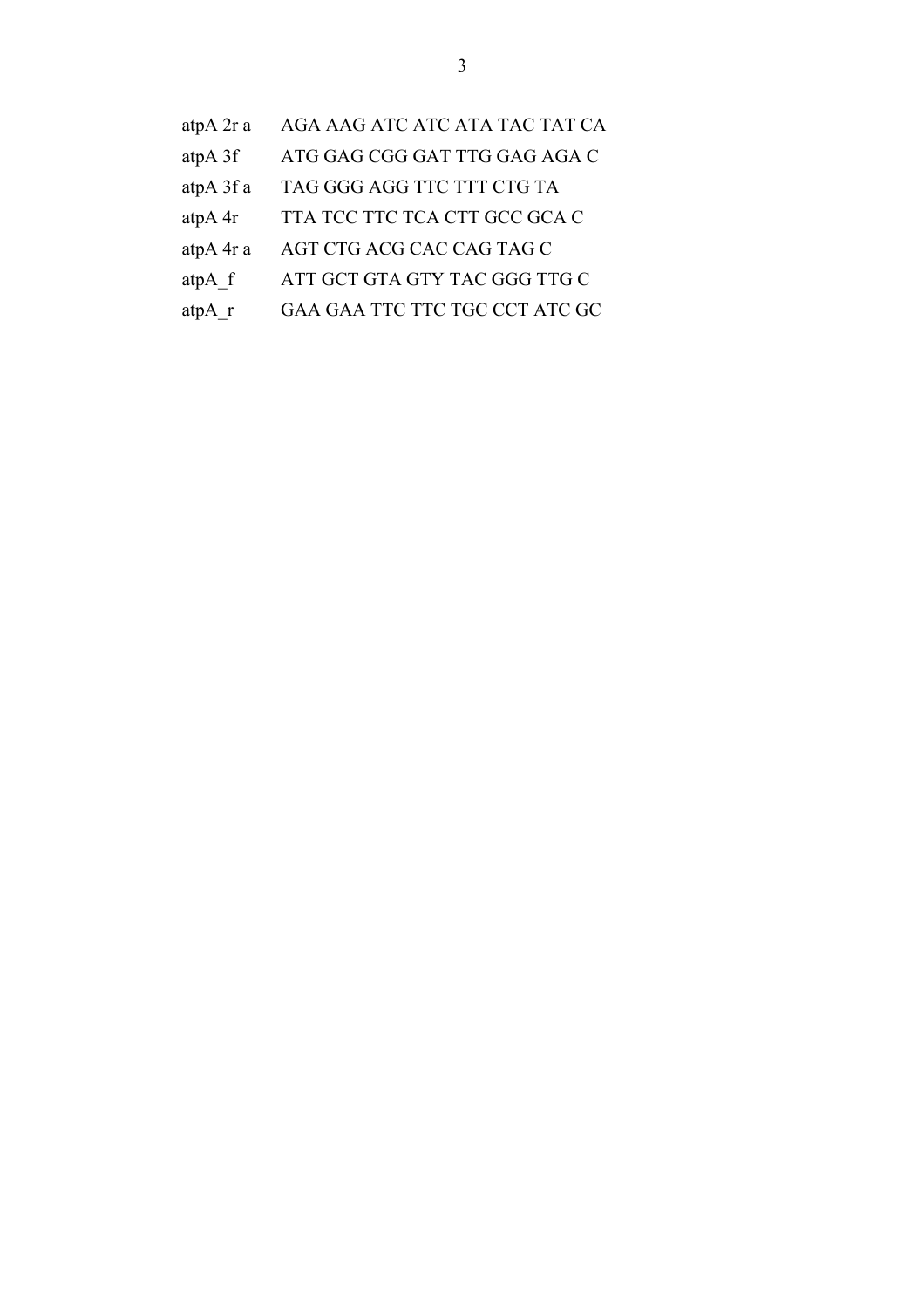| | |
|---|---|
| atpA 2r a | AGA AAG ATC ATC ATA TAC TAT CA |
| atpA 3f | ATG GAG CGG GAT TTG GAG AGA C |
| atpA 3f a | TAG GGG AGG TTC TTT CTG TA |
| atpA 4r | TTA TCC TTC TCA CTT GCC GCA C |
| atpA 4r a | AGT CTG ACG CAC CAG TAG C |
| atpA_f | ATT GCT GTA GTY TAC GGG TTG C |
| atpA_r | GAA GAA TTC TTC TGC CCT ATC GC |